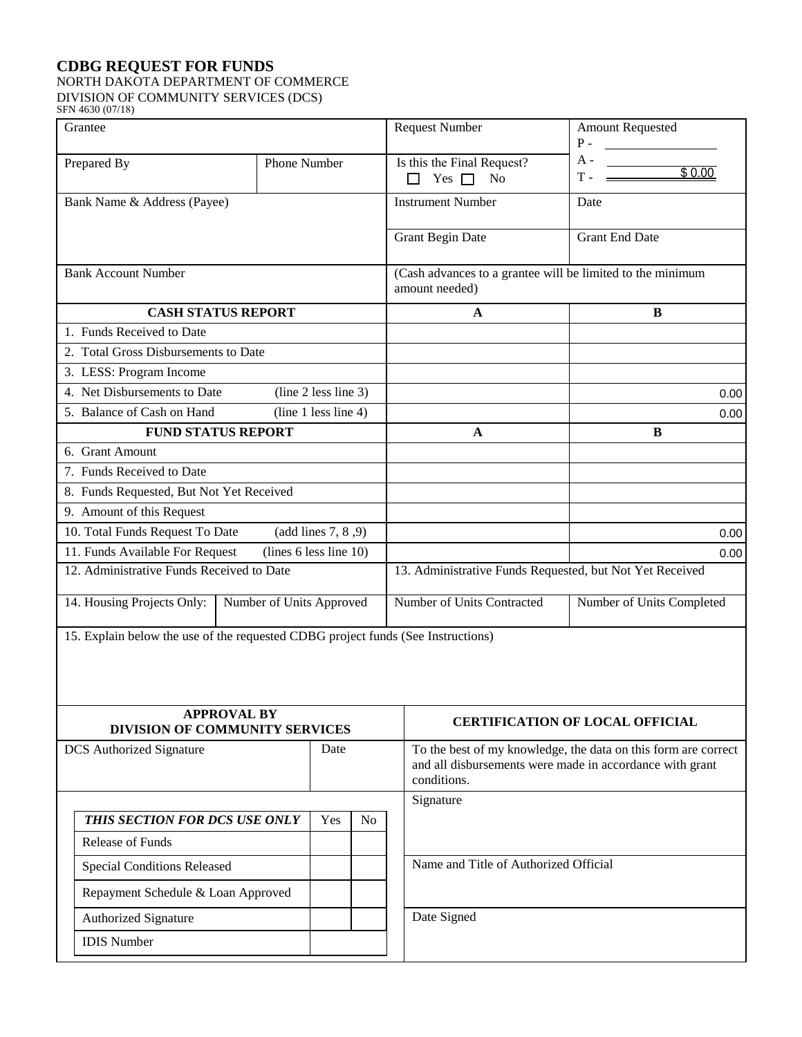# CDBG REQUEST FOR FUNDS

NORTH DAKOTA DEPARTMENT OF COMMERCE
DIVISION OF COMMUNITY SERVICES (DCS)
SFN 4630 (07/18)

| Grantee | | Request Number | Amount Requested<br>P -<br>A -<br>T - $ 0.00 |
|---|---|---|---|
| Prepared By | Phone Number | Is this the Final Request?<br>☐ Yes ☐ No | |
| Bank Name & Address (Payee) | | Instrument Number | Date |
| | | Grant Begin Date | Grant End Date |
| Bank Account Number | | (Cash advances to a grantee will be limited to the minimum amount needed) | |

| CASH STATUS REPORT | | A | B |
|---|---|---|---|
| 1. Funds Received to Date | | | |
| 2. Total Gross Disbursements to Date | | | |
| 3. LESS: Program Income | | | |
| 4. Net Disbursements to Date | (line 2 less line 3) | | 0.00 |
| 5. Balance of Cash on Hand | (line 1 less line 4) | | 0.00 |
| **FUND STATUS REPORT** | | **A** | **B** |
| 6. Grant Amount | | | |
| 7. Funds Received to Date | | | |
| 8. Funds Requested, But Not Yet Received | | | |
| 9. Amount of this Request | | | |
| 10. Total Funds Request To Date | (add lines 7, 8 ,9) | | 0.00 |
| 11. Funds Available For Request | (lines 6 less line 10) | | 0.00 |

| 12. Administrative Funds Received to Date | | 13. Administrative Funds Requested, but Not Yet Received | |
|---|---|---|---|
| 14. Housing Projects Only: | Number of Units Approved | Number of Units Contracted | Number of Units Completed |

15. Explain below the use of the requested CDBG project funds (See Instructions)

| APPROVAL BY DIVISION OF COMMUNITY SERVICES | | CERTIFICATION OF LOCAL OFFICIAL |
|---|---|---|
| DCS Authorized Signature | Date | To the best of my knowledge, the data on this form are correct and all disbursements were made in accordance with grant conditions. |
| | | Signature |
| | | Name and Title of Authorized Official |
| | | Date Signed |

| *THIS SECTION FOR DCS USE ONLY* | Yes | No |
|---|---|---|
| Release of Funds | | |
| Special Conditions Released | | |
| Repayment Schedule & Loan Approved | | |
| Authorized Signature | | |
| IDIS Number | | |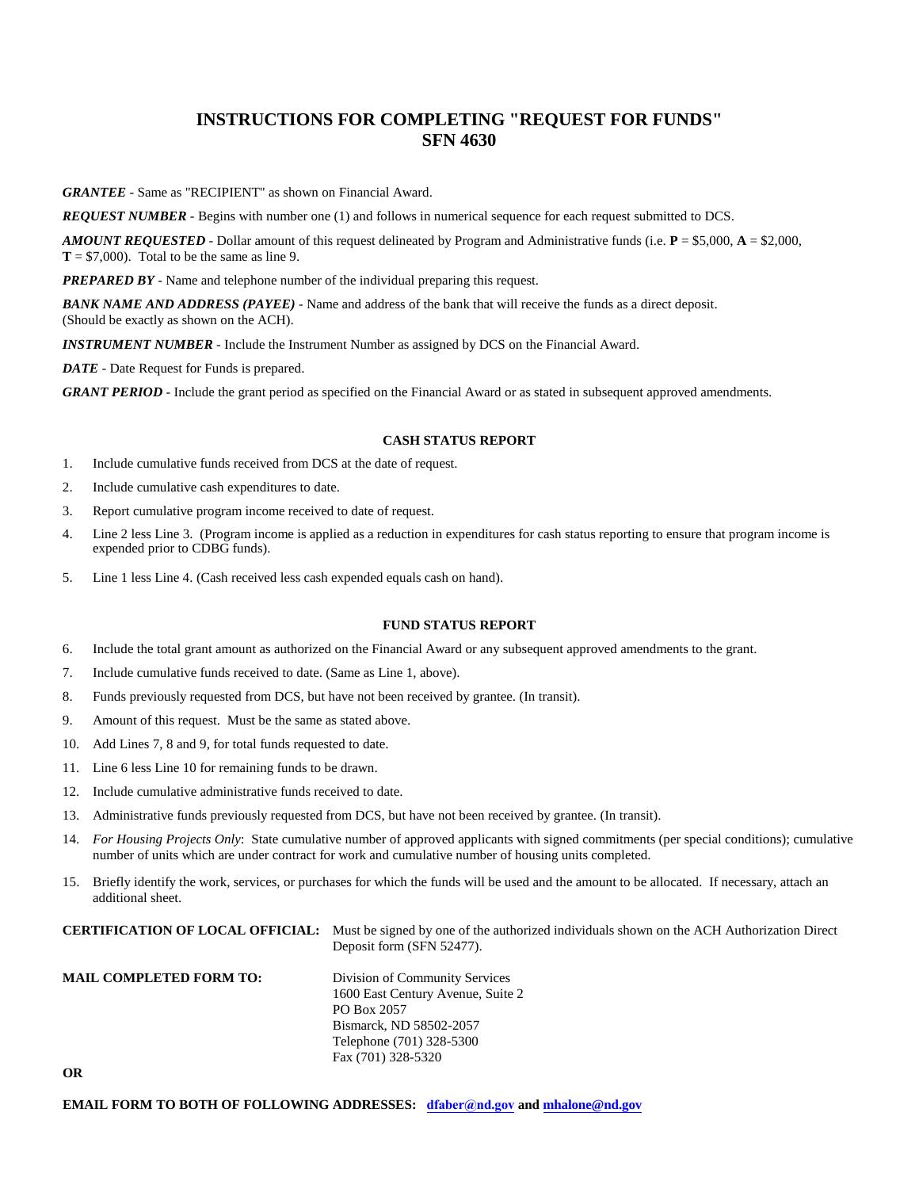# INSTRUCTIONS FOR COMPLETING "REQUEST FOR FUNDS" SFN 4630

***GRANTEE*** - Same as "RECIPIENT" as shown on Financial Award.

***REQUEST NUMBER*** - Begins with number one (1) and follows in numerical sequence for each request submitted to DCS.

***AMOUNT REQUESTED*** - Dollar amount of this request delineated by Program and Administrative funds (i.e. **P** = $5,000, **A** = $2,000, **T** = $7,000). Total to be the same as line 9.

***PREPARED BY*** - Name and telephone number of the individual preparing this request.

***BANK NAME AND ADDRESS (PAYEE)*** - Name and address of the bank that will receive the funds as a direct deposit. (Should be exactly as shown on the ACH).

***INSTRUMENT NUMBER*** - Include the Instrument Number as assigned by DCS on the Financial Award.

***DATE*** - Date Request for Funds is prepared.

***GRANT PERIOD*** - Include the grant period as specified on the Financial Award or as stated in subsequent approved amendments.

### CASH STATUS REPORT

1. Include cumulative funds received from DCS at the date of request.
2. Include cumulative cash expenditures to date.
3. Report cumulative program income received to date of request.
4. Line 2 less Line 3. (Program income is applied as a reduction in expenditures for cash status reporting to ensure that program income is expended prior to CDBG funds).
5. Line 1 less Line 4. (Cash received less cash expended equals cash on hand).

### FUND STATUS REPORT

6. Include the total grant amount as authorized on the Financial Award or any subsequent approved amendments to the grant.
7. Include cumulative funds received to date. (Same as Line 1, above).
8. Funds previously requested from DCS, but have not been received by grantee. (In transit).
9. Amount of this request. Must be the same as stated above.
10. Add Lines 7, 8 and 9, for total funds requested to date.
11. Line 6 less Line 10 for remaining funds to be drawn.
12. Include cumulative administrative funds received to date.
13. Administrative funds previously requested from DCS, but have not been received by grantee. (In transit).
14. *For Housing Projects Only*: State cumulative number of approved applicants with signed commitments (per special conditions); cumulative number of units which are under contract for work and cumulative number of housing units completed.
15. Briefly identify the work, services, or purchases for which the funds will be used and the amount to be allocated. If necessary, attach an additional sheet.

**CERTIFICATION OF LOCAL OFFICIAL:** Must be signed by one of the authorized individuals shown on the ACH Authorization Direct Deposit form (SFN 52477).

**MAIL COMPLETED FORM TO:**

Division of Community Services
1600 East Century Avenue, Suite 2
PO Box 2057
Bismarck, ND 58502-2057
Telephone (701) 328-5300
Fax (701) 328-5320

**OR**

**EMAIL FORM TO BOTH OF FOLLOWING ADDRESSES: dfaber@nd.gov and mhalone@nd.gov**